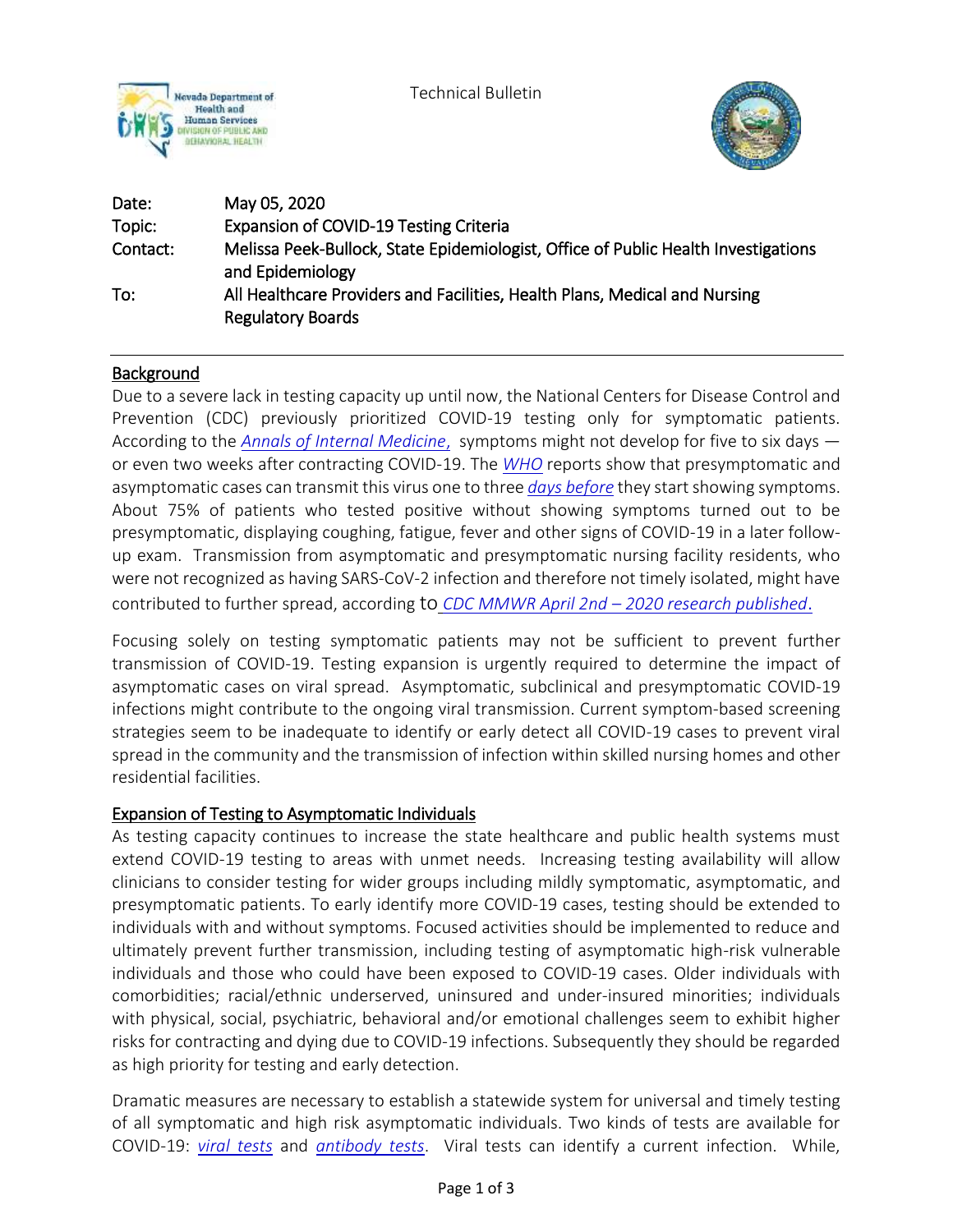Technical Bulletin

| | |
|---|---|
| Date: | May 05, 2020 |
| Topic: | Expansion of COVID-19 Testing Criteria |
| Contact: | Melissa Peek-Bullock, State Epidemiologist, Office of Public Health Investigations and Epidemiology |
| To: | All Healthcare Providers and Facilities, Health Plans, Medical and Nursing Regulatory Boards |

## Background

Due to a severe lack in testing capacity up until now, the National Centers for Disease Control and Prevention (CDC) previously prioritized COVID-19 testing only for symptomatic patients. According to the *Annals of Internal Medicine*, symptoms might not develop for five to six days — or even two weeks after contracting COVID-19. The *WHO* reports show that presymptomatic and asymptomatic cases can transmit this virus one to three *days before* they start showing symptoms. About 75% of patients who tested positive without showing symptoms turned out to be presymptomatic, displaying coughing, fatigue, fever and other signs of COVID-19 in a later follow-up exam. Transmission from asymptomatic and presymptomatic nursing facility residents, who were not recognized as having SARS-CoV-2 infection and therefore not timely isolated, might have contributed to further spread, according to *CDC MMWR April 2nd – 2020 research published*.

Focusing solely on testing symptomatic patients may not be sufficient to prevent further transmission of COVID-19. Testing expansion is urgently required to determine the impact of asymptomatic cases on viral spread. Asymptomatic, subclinical and presymptomatic COVID-19 infections might contribute to the ongoing viral transmission. Current symptom-based screening strategies seem to be inadequate to identify or early detect all COVID-19 cases to prevent viral spread in the community and the transmission of infection within skilled nursing homes and other residential facilities.

## Expansion of Testing to Asymptomatic Individuals

As testing capacity continues to increase the state healthcare and public health systems must extend COVID-19 testing to areas with unmet needs. Increasing testing availability will allow clinicians to consider testing for wider groups including mildly symptomatic, asymptomatic, and presymptomatic patients. To early identify more COVID-19 cases, testing should be extended to individuals with and without symptoms. Focused activities should be implemented to reduce and ultimately prevent further transmission, including testing of asymptomatic high-risk vulnerable individuals and those who could have been exposed to COVID-19 cases. Older individuals with comorbidities; racial/ethnic underserved, uninsured and under-insured minorities; individuals with physical, social, psychiatric, behavioral and/or emotional challenges seem to exhibit higher risks for contracting and dying due to COVID-19 infections. Subsequently they should be regarded as high priority for testing and early detection.

Dramatic measures are necessary to establish a statewide system for universal and timely testing of all symptomatic and high risk asymptomatic individuals. Two kinds of tests are available for COVID-19: *viral tests* and *antibody tests*. Viral tests can identify a current infection. While,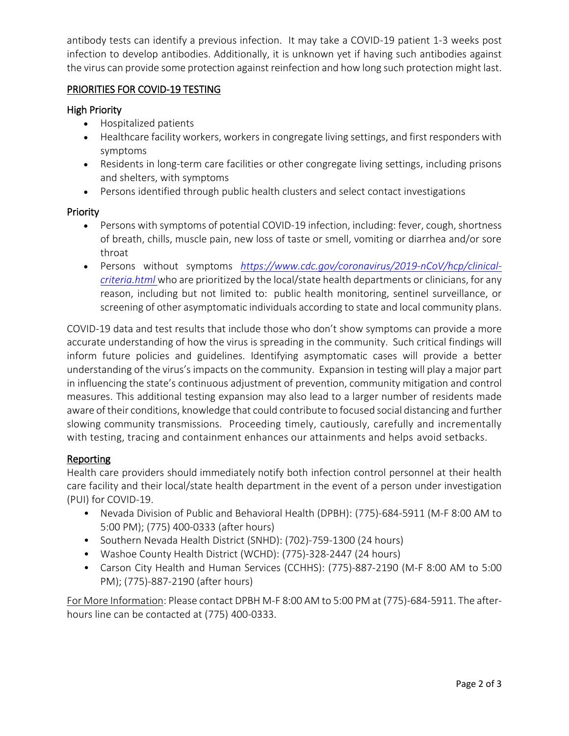antibody tests can identify a previous infection. It may take a COVID-19 patient 1-3 weeks post infection to develop antibodies. Additionally, it is unknown yet if having such antibodies against the virus can provide some protection against reinfection and how long such protection might last.

## PRIORITIES FOR COVID-19 TESTING

### High Priority

- Hospitalized patients
- Healthcare facility workers, workers in congregate living settings, and first responders with symptoms
- Residents in long-term care facilities or other congregate living settings, including prisons and shelters, with symptoms
- Persons identified through public health clusters and select contact investigations

### Priority

- Persons with symptoms of potential COVID-19 infection, including: fever, cough, shortness of breath, chills, muscle pain, new loss of taste or smell, vomiting or diarrhea and/or sore throat
- Persons without symptoms *https://www.cdc.gov/coronavirus/2019-nCoV/hcp/clinical-criteria.html* who are prioritized by the local/state health departments or clinicians, for any reason, including but not limited to: public health monitoring, sentinel surveillance, or screening of other asymptomatic individuals according to state and local community plans.

COVID-19 data and test results that include those who don't show symptoms can provide a more accurate understanding of how the virus is spreading in the community. Such critical findings will inform future policies and guidelines. Identifying asymptomatic cases will provide a better understanding of the virus's impacts on the community. Expansion in testing will play a major part in influencing the state's continuous adjustment of prevention, community mitigation and control measures. This additional testing expansion may also lead to a larger number of residents made aware of their conditions, knowledge that could contribute to focused social distancing and further slowing community transmissions. Proceeding timely, cautiously, carefully and incrementally with testing, tracing and containment enhances our attainments and helps avoid setbacks.

## Reporting

Health care providers should immediately notify both infection control personnel at their health care facility and their local/state health department in the event of a person under investigation (PUI) for COVID-19.

- Nevada Division of Public and Behavioral Health (DPBH): (775)-684-5911 (M-F 8:00 AM to 5:00 PM); (775) 400-0333 (after hours)
- Southern Nevada Health District (SNHD): (702)-759-1300 (24 hours)
- Washoe County Health District (WCHD): (775)-328-2447 (24 hours)
- Carson City Health and Human Services (CCHHS): (775)-887-2190 (M-F 8:00 AM to 5:00 PM); (775)-887-2190 (after hours)

For More Information: Please contact DPBH M-F 8:00 AM to 5:00 PM at (775)-684-5911. The after-hours line can be contacted at (775) 400-0333.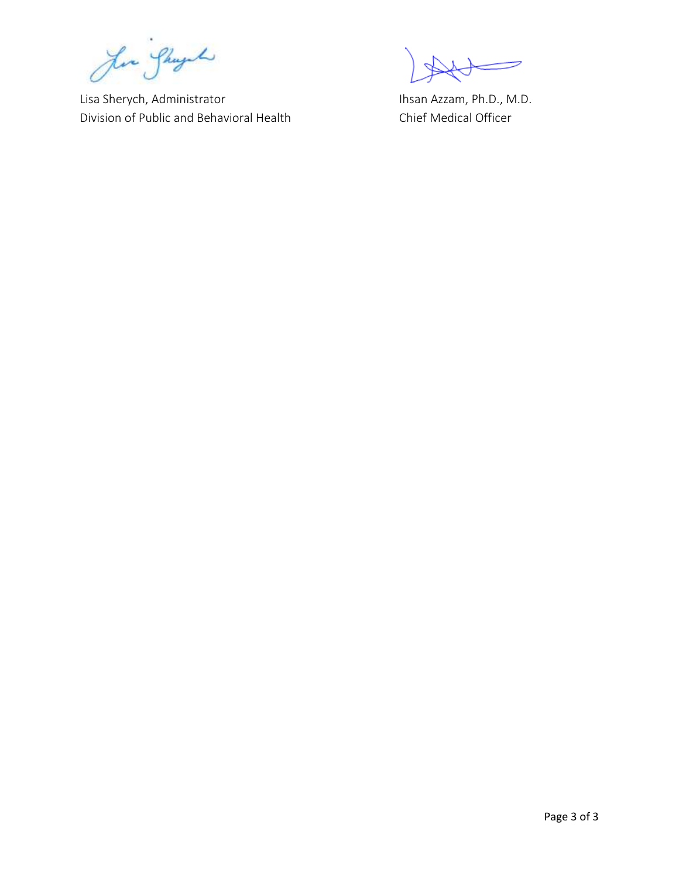Lisa Sherych, Administrator
Division of Public and Behavioral Health

Ihsan Azzam, Ph.D., M.D.
Chief Medical Officer